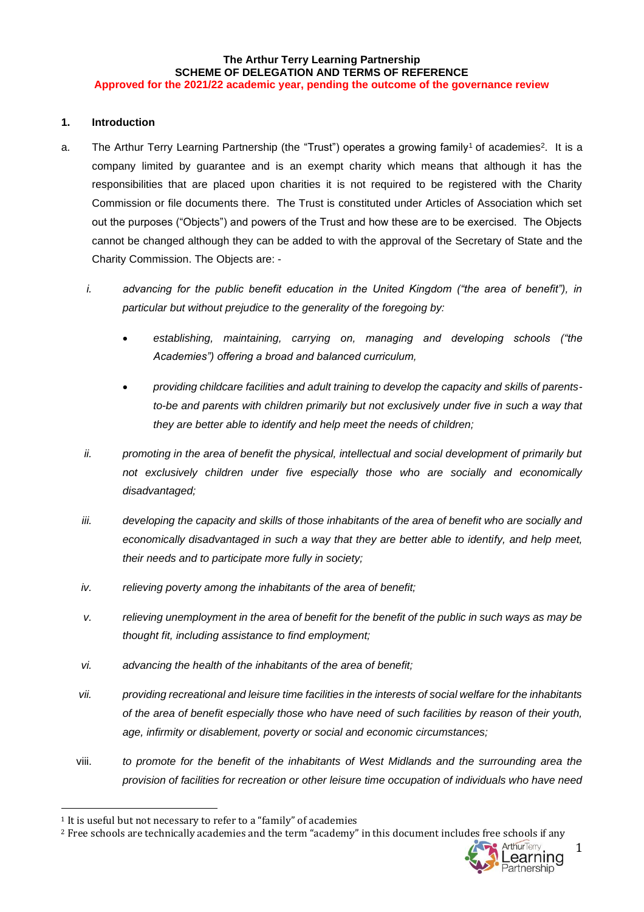**The Arthur Terry Learning Partnership**
**SCHEME OF DELEGATION AND TERMS OF REFERENCE**
**Approved for the 2021/22 academic year, pending the outcome of the governance review**

## 1. Introduction

a. The Arthur Terry Learning Partnership (the "Trust") operates a growing family[1] of academies[2]. It is a company limited by guarantee and is an exempt charity which means that although it has the responsibilities that are placed upon charities it is not required to be registered with the Charity Commission or file documents there. The Trust is constituted under Articles of Association which set out the purposes ("Objects") and powers of the Trust and how these are to be exercised. The Objects cannot be changed although they can be added to with the approval of the Secretary of State and the Charity Commission. The Objects are: -

   i. *advancing for the public benefit education in the United Kingdom ("the area of benefit"), in particular but without prejudice to the generality of the foregoing by:*
      - *establishing, maintaining, carrying on, managing and developing schools ("the Academies") offering a broad and balanced curriculum,*
      - *providing childcare facilities and adult training to develop the capacity and skills of parents-to-be and parents with children primarily but not exclusively under five in such a way that they are better able to identify and help meet the needs of children;*

   ii. *promoting in the area of benefit the physical, intellectual and social development of primarily but not exclusively children under five especially those who are socially and economically disadvantaged;*

   iii. *developing the capacity and skills of those inhabitants of the area of benefit who are socially and economically disadvantaged in such a way that they are better able to identify, and help meet, their needs and to participate more fully in society;*

   iv. *relieving poverty among the inhabitants of the area of benefit;*

   v. *relieving unemployment in the area of benefit for the benefit of the public in such ways as may be thought fit, including assistance to find employment;*

   vi. *advancing the health of the inhabitants of the area of benefit;*

   vii. *providing recreational and leisure time facilities in the interests of social welfare for the inhabitants of the area of benefit especially those who have need of such facilities by reason of their youth, age, infirmity or disablement, poverty or social and economic circumstances;*

   viii. *to promote for the benefit of the inhabitants of West Midlands and the surrounding area the provision of facilities for recreation or other leisure time occupation of individuals who have need*

---

[1] It is useful but not necessary to refer to a "family" of academies

[2] Free schools are technically academies and the term "academy" in this document includes free schools if any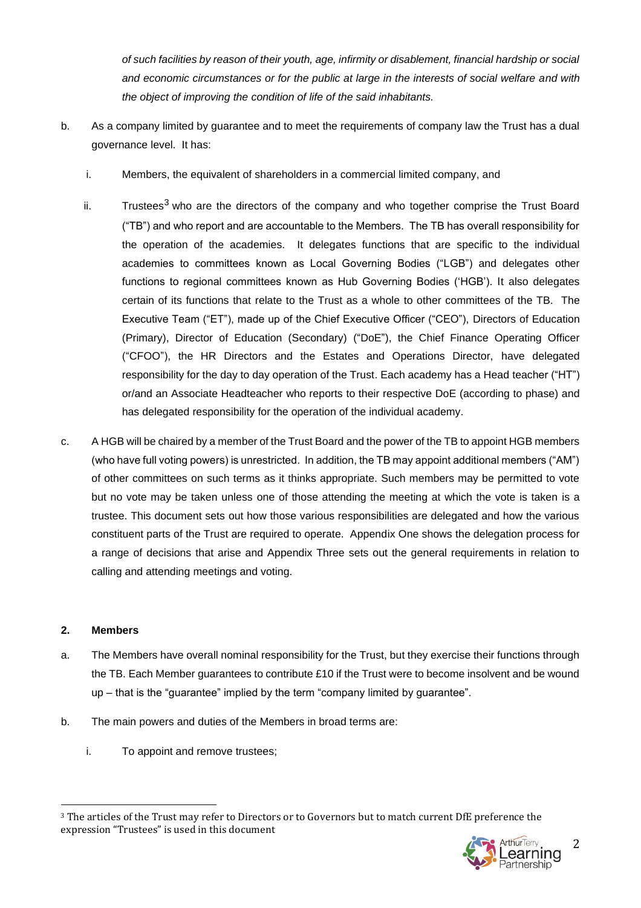*of such facilities by reason of their youth, age, infirmity or disablement, financial hardship or social and economic circumstances or for the public at large in the interests of social welfare and with the object of improving the condition of life of the said inhabitants.*

b. As a company limited by guarantee and to meet the requirements of company law the Trust has a dual governance level. It has:

   i. Members, the equivalent of shareholders in a commercial limited company, and

   ii. Trustees[3] who are the directors of the company and who together comprise the Trust Board ("TB") and who report and are accountable to the Members. The TB has overall responsibility for the operation of the academies. It delegates functions that are specific to the individual academies to committees known as Local Governing Bodies ("LGB") and delegates other functions to regional committees known as Hub Governing Bodies ('HGB'). It also delegates certain of its functions that relate to the Trust as a whole to other committees of the TB. The Executive Team ("ET"), made up of the Chief Executive Officer ("CEO"), Directors of Education (Primary), Director of Education (Secondary) ("DoE"), the Chief Finance Operating Officer ("CFOO"), the HR Directors and the Estates and Operations Director, have delegated responsibility for the day to day operation of the Trust. Each academy has a Head teacher ("HT") or/and an Associate Headteacher who reports to their respective DoE (according to phase) and has delegated responsibility for the operation of the individual academy.

c. A HGB will be chaired by a member of the Trust Board and the power of the TB to appoint HGB members (who have full voting powers) is unrestricted. In addition, the TB may appoint additional members ("AM") of other committees on such terms as it thinks appropriate. Such members may be permitted to vote but no vote may be taken unless one of those attending the meeting at which the vote is taken is a trustee. This document sets out how those various responsibilities are delegated and how the various constituent parts of the Trust are required to operate. Appendix One shows the delegation process for a range of decisions that arise and Appendix Three sets out the general requirements in relation to calling and attending meetings and voting.

## 2. Members

a. The Members have overall nominal responsibility for the Trust, but they exercise their functions through the TB. Each Member guarantees to contribute £10 if the Trust were to become insolvent and be wound up – that is the "guarantee" implied by the term "company limited by guarantee".

b. The main powers and duties of the Members in broad terms are:

   i. To appoint and remove trustees;

---

[3] The articles of the Trust may refer to Directors or to Governors but to match current DfE preference the expression "Trustees" is used in this document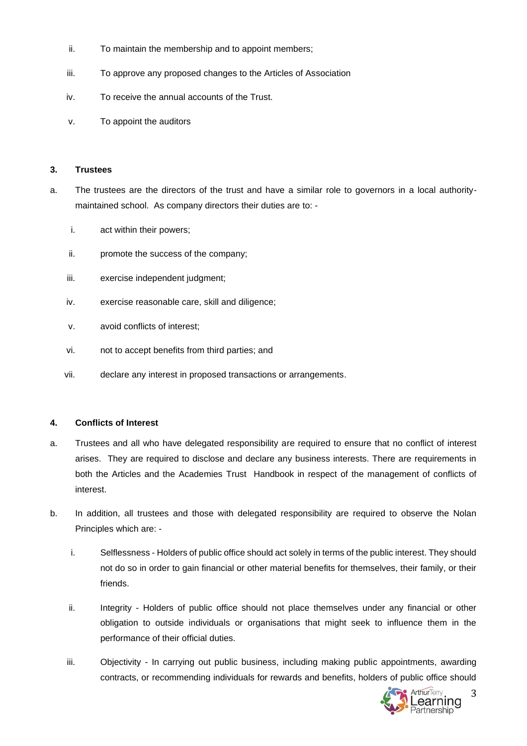ii. To maintain the membership and to appoint members;

iii. To approve any proposed changes to the Articles of Association

iv. To receive the annual accounts of the Trust.

v. To appoint the auditors

**3. Trustees**

a. The trustees are the directors of the trust and have a similar role to governors in a local authority-maintained school. As company directors their duties are to: -

i. act within their powers;

ii. promote the success of the company;

iii. exercise independent judgment;

iv. exercise reasonable care, skill and diligence;

v. avoid conflicts of interest;

vi. not to accept benefits from third parties; and

vii. declare any interest in proposed transactions or arrangements.

**4. Conflicts of Interest**

a. Trustees and all who have delegated responsibility are required to ensure that no conflict of interest arises. They are required to disclose and declare any business interests. There are requirements in both the Articles and the Academies Trust Handbook in respect of the management of conflicts of interest.

b. In addition, all trustees and those with delegated responsibility are required to observe the Nolan Principles which are: -

i. Selflessness - Holders of public office should act solely in terms of the public interest. They should not do so in order to gain financial or other material benefits for themselves, their family, or their friends.

ii. Integrity - Holders of public office should not place themselves under any financial or other obligation to outside individuals or organisations that might seek to influence them in the performance of their official duties.

iii. Objectivity - In carrying out public business, including making public appointments, awarding contracts, or recommending individuals for rewards and benefits, holders of public office should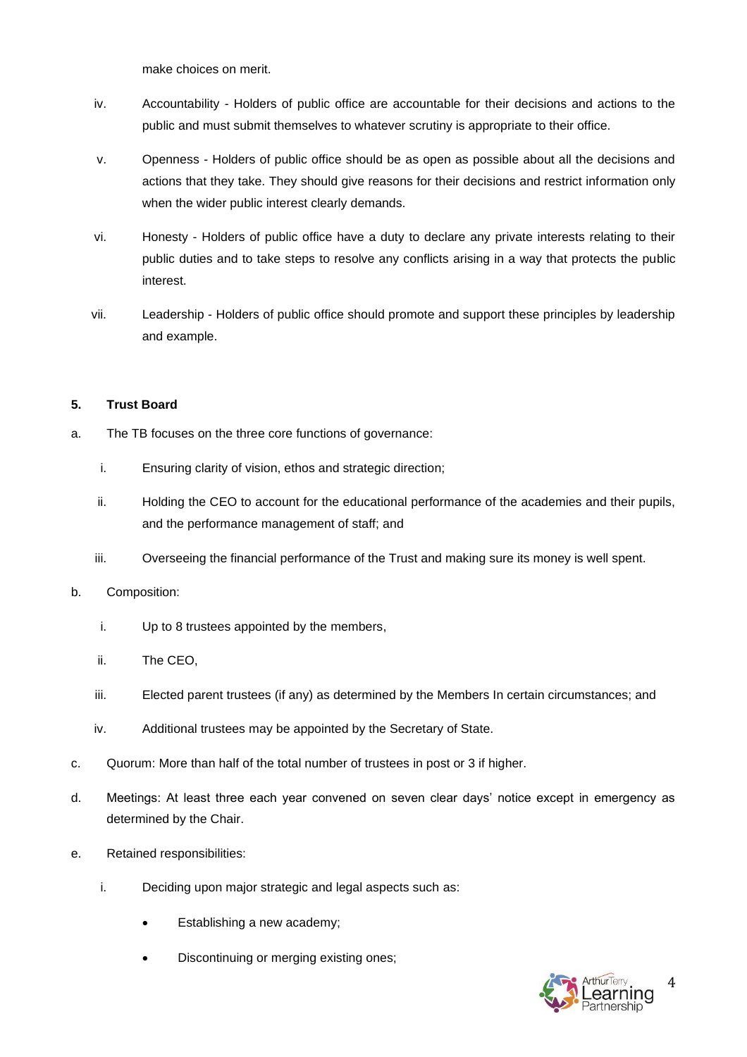make choices on merit.

iv. Accountability - Holders of public office are accountable for their decisions and actions to the public and must submit themselves to whatever scrutiny is appropriate to their office.

v. Openness - Holders of public office should be as open as possible about all the decisions and actions that they take. They should give reasons for their decisions and restrict information only when the wider public interest clearly demands.

vi. Honesty - Holders of public office have a duty to declare any private interests relating to their public duties and to take steps to resolve any conflicts arising in a way that protects the public interest.

vii. Leadership - Holders of public office should promote and support these principles by leadership and example.

## 5. Trust Board

a. The TB focuses on the three core functions of governance:

   i. Ensuring clarity of vision, ethos and strategic direction;

   ii. Holding the CEO to account for the educational performance of the academies and their pupils, and the performance management of staff; and

   iii. Overseeing the financial performance of the Trust and making sure its money is well spent.

b. Composition:

   i. Up to 8 trustees appointed by the members,

   ii. The CEO,

   iii. Elected parent trustees (if any) as determined by the Members In certain circumstances; and

   iv. Additional trustees may be appointed by the Secretary of State.

c. Quorum: More than half of the total number of trustees in post or 3 if higher.

d. Meetings: At least three each year convened on seven clear days' notice except in emergency as determined by the Chair.

e. Retained responsibilities:

   i. Deciding upon major strategic and legal aspects such as:

      - Establishing a new academy;
      - Discontinuing or merging existing ones;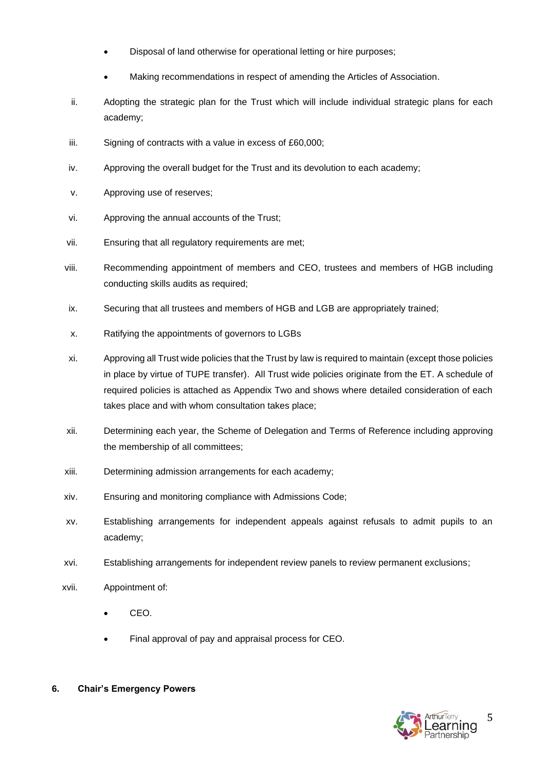- Disposal of land otherwise for operational letting or hire purposes;
- Making recommendations in respect of amending the Articles of Association.

ii. Adopting the strategic plan for the Trust which will include individual strategic plans for each academy;

iii. Signing of contracts with a value in excess of £60,000;

iv. Approving the overall budget for the Trust and its devolution to each academy;

v. Approving use of reserves;

vi. Approving the annual accounts of the Trust;

vii. Ensuring that all regulatory requirements are met;

viii. Recommending appointment of members and CEO, trustees and members of HGB including conducting skills audits as required;

ix. Securing that all trustees and members of HGB and LGB are appropriately trained;

x. Ratifying the appointments of governors to LGBs

xi. Approving all Trust wide policies that the Trust by law is required to maintain (except those policies in place by virtue of TUPE transfer). All Trust wide policies originate from the ET. A schedule of required policies is attached as Appendix Two and shows where detailed consideration of each takes place and with whom consultation takes place;

xii. Determining each year, the Scheme of Delegation and Terms of Reference including approving the membership of all committees;

xiii. Determining admission arrangements for each academy;

xiv. Ensuring and monitoring compliance with Admissions Code;

xv. Establishing arrangements for independent appeals against refusals to admit pupils to an academy;

xvi. Establishing arrangements for independent review panels to review permanent exclusions;

xvii. Appointment of:

- CEO.
- Final approval of pay and appraisal process for CEO.

## 6. Chair's Emergency Powers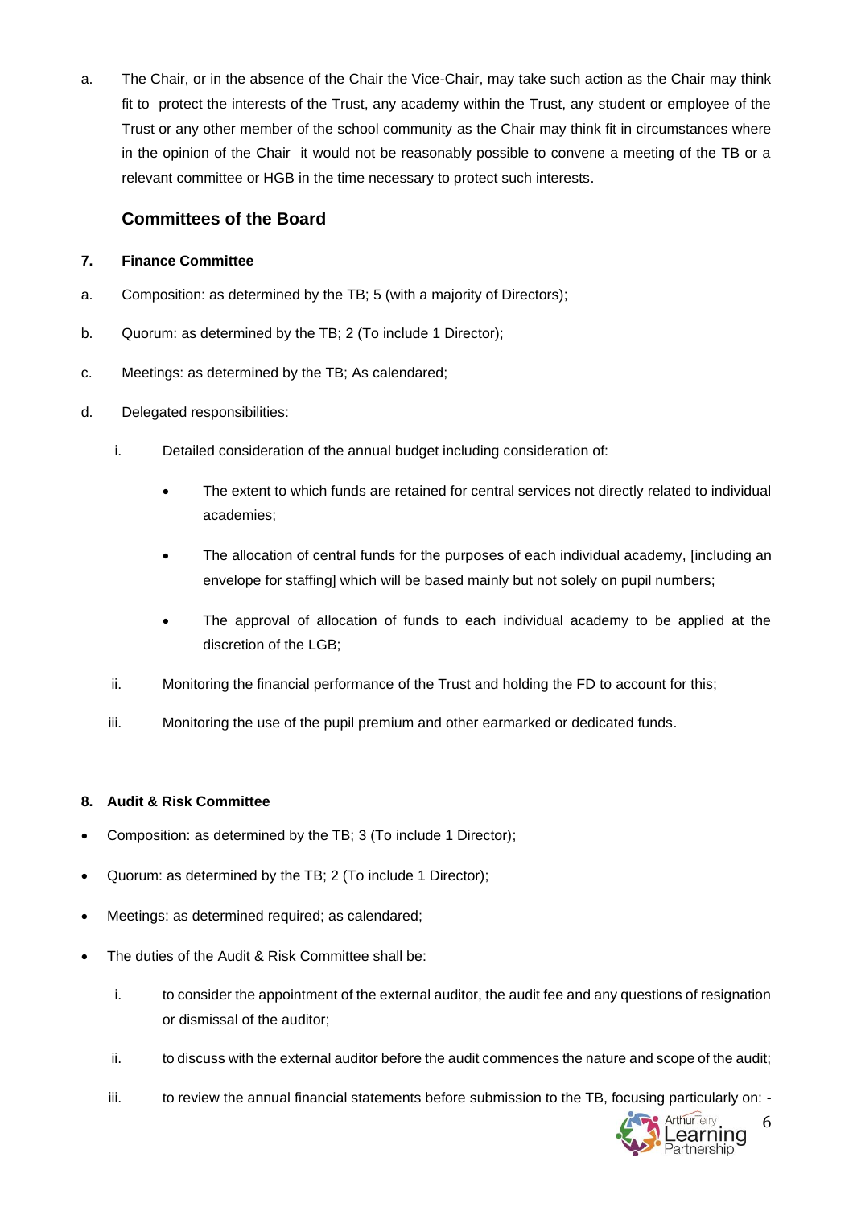a. The Chair, or in the absence of the Chair the Vice-Chair, may take such action as the Chair may think fit to protect the interests of the Trust, any academy within the Trust, any student or employee of the Trust or any other member of the school community as the Chair may think fit in circumstances where in the opinion of the Chair it would not be reasonably possible to convene a meeting of the TB or a relevant committee or HGB in the time necessary to protect such interests.

## Committees of the Board

**7. Finance Committee**

a. Composition: as determined by the TB; 5 (with a majority of Directors);

b. Quorum: as determined by the TB; 2 (To include 1 Director);

c. Meetings: as determined by the TB; As calendared;

d. Delegated responsibilities:

   i. Detailed consideration of the annual budget including consideration of:

      - The extent to which funds are retained for central services not directly related to individual academies;
      - The allocation of central funds for the purposes of each individual academy, [including an envelope for staffing] which will be based mainly but not solely on pupil numbers;
      - The approval of allocation of funds to each individual academy to be applied at the discretion of the LGB;

   ii. Monitoring the financial performance of the Trust and holding the FD to account for this;

   iii. Monitoring the use of the pupil premium and other earmarked or dedicated funds.

**8. Audit & Risk Committee**

- Composition: as determined by the TB; 3 (To include 1 Director);
- Quorum: as determined by the TB; 2 (To include 1 Director);
- Meetings: as determined required; as calendared;
- The duties of the Audit & Risk Committee shall be:

   i. to consider the appointment of the external auditor, the audit fee and any questions of resignation or dismissal of the auditor;

   ii. to discuss with the external auditor before the audit commences the nature and scope of the audit;

   iii. to review the annual financial statements before submission to the TB, focusing particularly on: -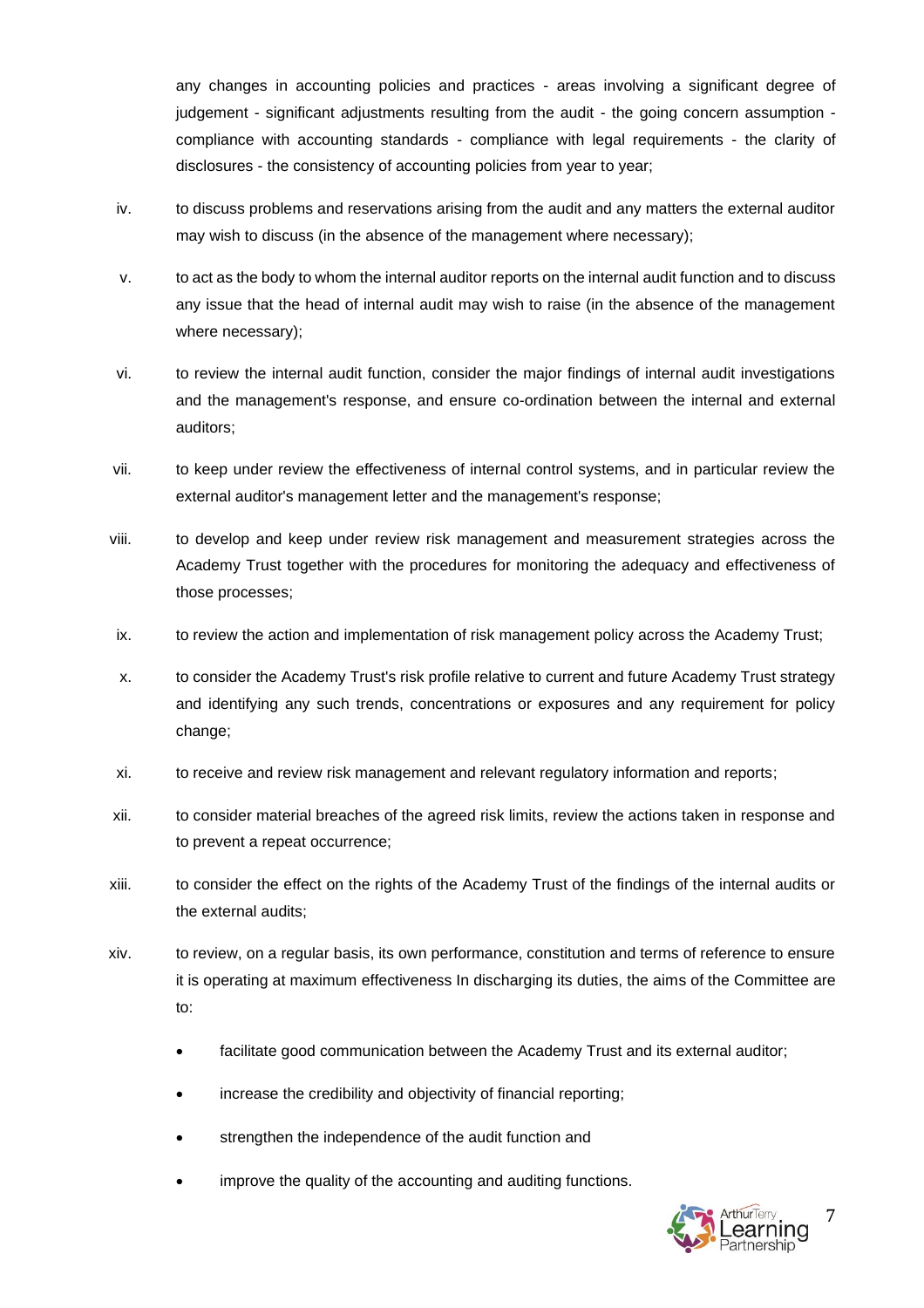any changes in accounting policies and practices - areas involving a significant degree of judgement - significant adjustments resulting from the audit - the going concern assumption - compliance with accounting standards - compliance with legal requirements - the clarity of disclosures - the consistency of accounting policies from year to year;

iv. to discuss problems and reservations arising from the audit and any matters the external auditor may wish to discuss (in the absence of the management where necessary);

v. to act as the body to whom the internal auditor reports on the internal audit function and to discuss any issue that the head of internal audit may wish to raise (in the absence of the management where necessary);

vi. to review the internal audit function, consider the major findings of internal audit investigations and the management's response, and ensure co-ordination between the internal and external auditors;

vii. to keep under review the effectiveness of internal control systems, and in particular review the external auditor's management letter and the management's response;

viii. to develop and keep under review risk management and measurement strategies across the Academy Trust together with the procedures for monitoring the adequacy and effectiveness of those processes;

ix. to review the action and implementation of risk management policy across the Academy Trust;

x. to consider the Academy Trust's risk profile relative to current and future Academy Trust strategy and identifying any such trends, concentrations or exposures and any requirement for policy change;

xi. to receive and review risk management and relevant regulatory information and reports;

xii. to consider material breaches of the agreed risk limits, review the actions taken in response and to prevent a repeat occurrence;

xiii. to consider the effect on the rights of the Academy Trust of the findings of the internal audits or the external audits;

xiv. to review, on a regular basis, its own performance, constitution and terms of reference to ensure it is operating at maximum effectiveness In discharging its duties, the aims of the Committee are to:

- facilitate good communication between the Academy Trust and its external auditor;
- increase the credibility and objectivity of financial reporting;
- strengthen the independence of the audit function and
- improve the quality of the accounting and auditing functions.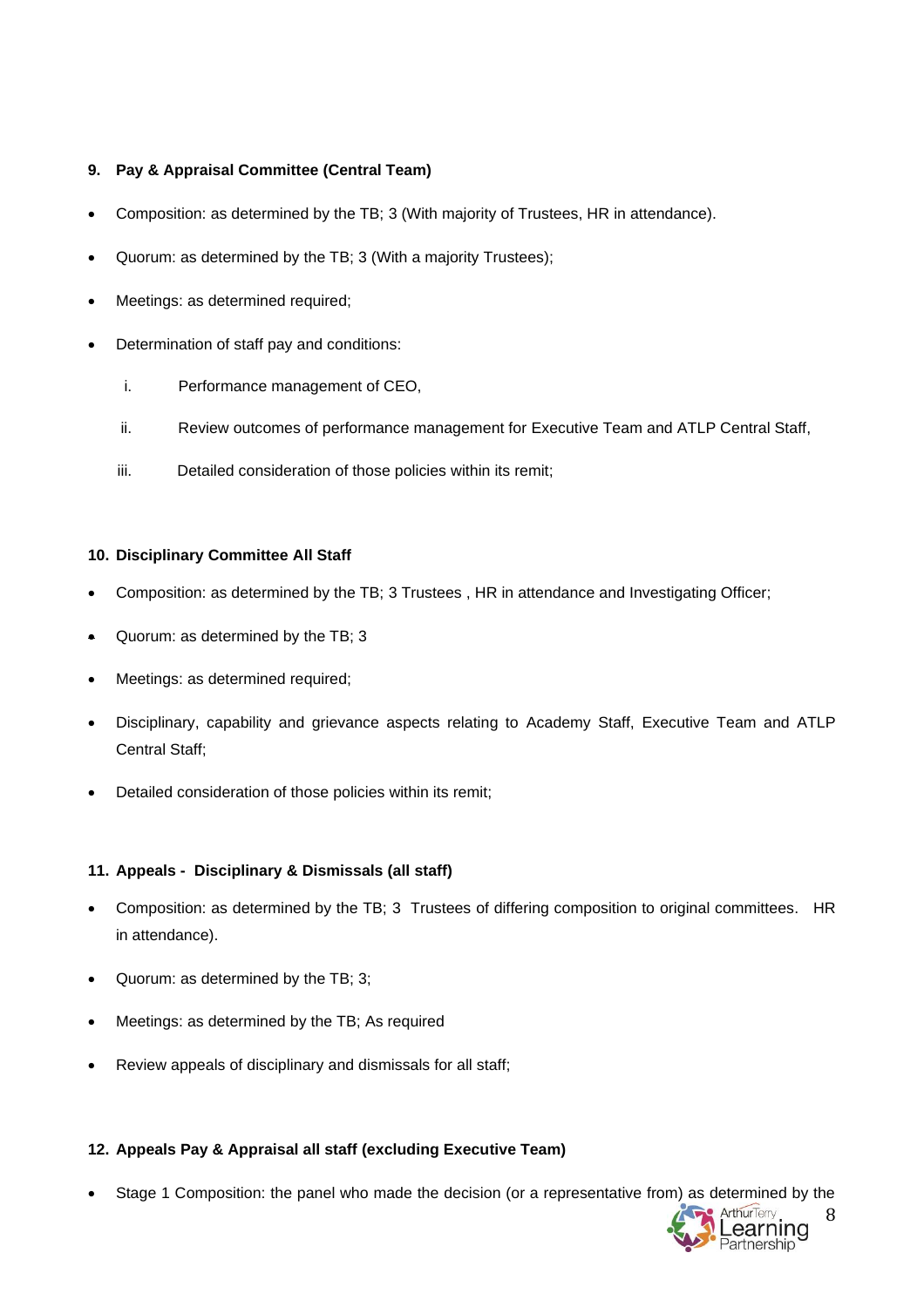**9. Pay & Appraisal Committee (Central Team)**

- Composition: as determined by the TB; 3 (With majority of Trustees, HR in attendance).
- Quorum: as determined by the TB; 3 (With a majority Trustees);
- Meetings: as determined required;
- Determination of staff pay and conditions:
    - i. Performance management of CEO,
    - ii. Review outcomes of performance management for Executive Team and ATLP Central Staff,
    - iii. Detailed consideration of those policies within its remit;

**10. Disciplinary Committee All Staff**

- Composition: as determined by the TB; 3 Trustees , HR in attendance and Investigating Officer;
- Quorum: as determined by the TB; 3
- Meetings: as determined required;
- Disciplinary, capability and grievance aspects relating to Academy Staff, Executive Team and ATLP Central Staff;
- Detailed consideration of those policies within its remit;

**11. Appeals - Disciplinary & Dismissals (all staff)**

- Composition: as determined by the TB; 3 Trustees of differing composition to original committees. HR in attendance).
- Quorum: as determined by the TB; 3;
- Meetings: as determined by the TB; As required
- Review appeals of disciplinary and dismissals for all staff;

**12. Appeals Pay & Appraisal all staff (excluding Executive Team)**

- Stage 1 Composition: the panel who made the decision (or a representative from) as determined by the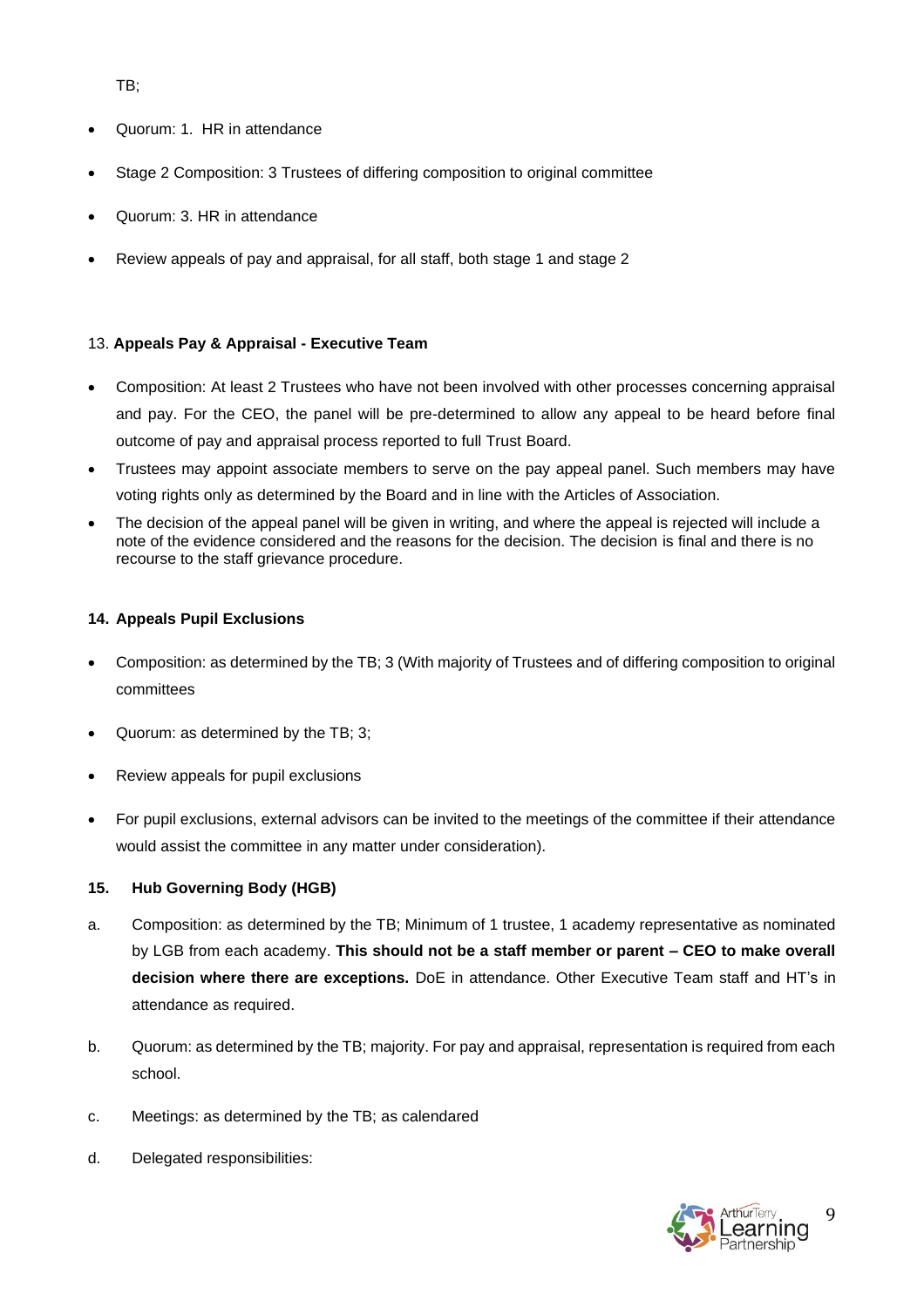TB;

- Quorum: 1. HR in attendance
- Stage 2 Composition: 3 Trustees of differing composition to original committee
- Quorum: 3. HR in attendance
- Review appeals of pay and appraisal, for all staff, both stage 1 and stage 2

13. **Appeals Pay & Appraisal - Executive Team**

- Composition: At least 2 Trustees who have not been involved with other processes concerning appraisal and pay. For the CEO, the panel will be pre-determined to allow any appeal to be heard before final outcome of pay and appraisal process reported to full Trust Board.
- Trustees may appoint associate members to serve on the pay appeal panel. Such members may have voting rights only as determined by the Board and in line with the Articles of Association.
- The decision of the appeal panel will be given in writing, and where the appeal is rejected will include a note of the evidence considered and the reasons for the decision. The decision is final and there is no recourse to the staff grievance procedure.

**14. Appeals Pupil Exclusions**

- Composition: as determined by the TB; 3 (With majority of Trustees and of differing composition to original committees
- Quorum: as determined by the TB; 3;
- Review appeals for pupil exclusions
- For pupil exclusions, external advisors can be invited to the meetings of the committee if their attendance would assist the committee in any matter under consideration).

**15. Hub Governing Body (HGB)**

a. Composition: as determined by the TB; Minimum of 1 trustee, 1 academy representative as nominated by LGB from each academy. **This should not be a staff member or parent – CEO to make overall decision where there are exceptions.** DoE in attendance. Other Executive Team staff and HT's in attendance as required.

b. Quorum: as determined by the TB; majority. For pay and appraisal, representation is required from each school.

c. Meetings: as determined by the TB; as calendared

d. Delegated responsibilities: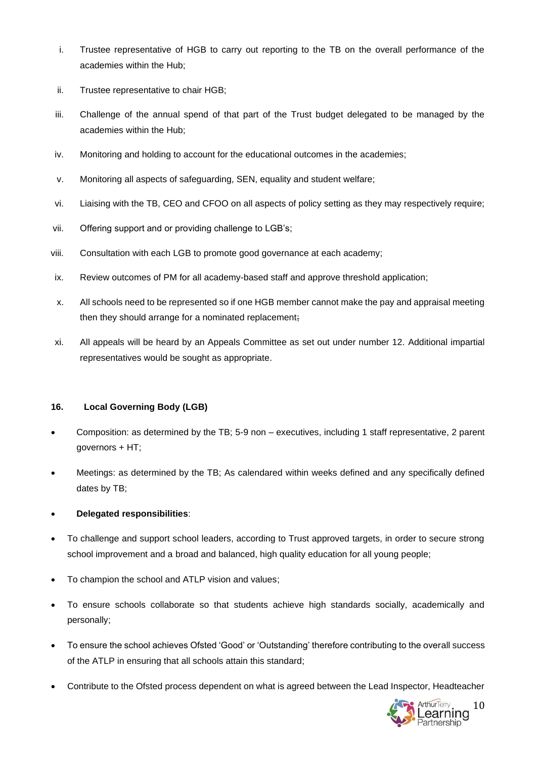i. Trustee representative of HGB to carry out reporting to the TB on the overall performance of the academies within the Hub;

ii. Trustee representative to chair HGB;

iii. Challenge of the annual spend of that part of the Trust budget delegated to be managed by the academies within the Hub;

iv. Monitoring and holding to account for the educational outcomes in the academies;

v. Monitoring all aspects of safeguarding, SEN, equality and student welfare;

vi. Liaising with the TB, CEO and CFOO on all aspects of policy setting as they may respectively require;

vii. Offering support and or providing challenge to LGB's;

viii. Consultation with each LGB to promote good governance at each academy;

ix. Review outcomes of PM for all academy-based staff and approve threshold application;

x. All schools need to be represented so if one HGB member cannot make the pay and appraisal meeting then they should arrange for a nominated replacement;

xi. All appeals will be heard by an Appeals Committee as set out under number 12. Additional impartial representatives would be sought as appropriate.

### 16. Local Governing Body (LGB)

- Composition: as determined by the TB; 5-9 non – executives, including 1 staff representative, 2 parent governors + HT;
- Meetings: as determined by the TB; As calendared within weeks defined and any specifically defined dates by TB;
- **Delegated responsibilities**:
- To challenge and support school leaders, according to Trust approved targets, in order to secure strong school improvement and a broad and balanced, high quality education for all young people;
- To champion the school and ATLP vision and values;
- To ensure schools collaborate so that students achieve high standards socially, academically and personally;
- To ensure the school achieves Ofsted 'Good' or 'Outstanding' therefore contributing to the overall success of the ATLP in ensuring that all schools attain this standard;
- Contribute to the Ofsted process dependent on what is agreed between the Lead Inspector, Headteacher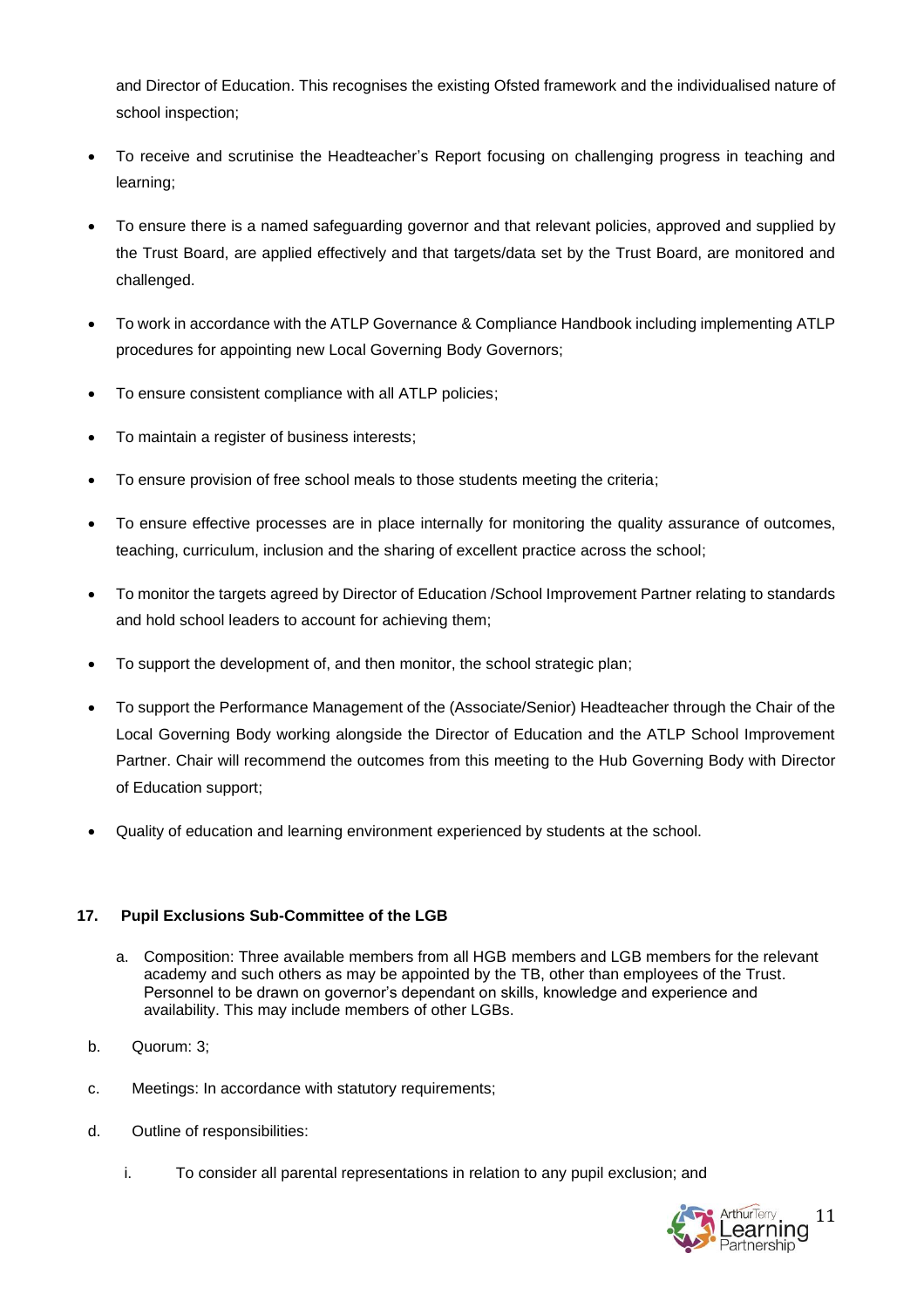and Director of Education. This recognises the existing Ofsted framework and the individualised nature of school inspection;

- To receive and scrutinise the Headteacher's Report focusing on challenging progress in teaching and learning;
- To ensure there is a named safeguarding governor and that relevant policies, approved and supplied by the Trust Board, are applied effectively and that targets/data set by the Trust Board, are monitored and challenged.
- To work in accordance with the ATLP Governance & Compliance Handbook including implementing ATLP procedures for appointing new Local Governing Body Governors;
- To ensure consistent compliance with all ATLP policies;
- To maintain a register of business interests;
- To ensure provision of free school meals to those students meeting the criteria;
- To ensure effective processes are in place internally for monitoring the quality assurance of outcomes, teaching, curriculum, inclusion and the sharing of excellent practice across the school;
- To monitor the targets agreed by Director of Education /School Improvement Partner relating to standards and hold school leaders to account for achieving them;
- To support the development of, and then monitor, the school strategic plan;
- To support the Performance Management of the (Associate/Senior) Headteacher through the Chair of the Local Governing Body working alongside the Director of Education and the ATLP School Improvement Partner. Chair will recommend the outcomes from this meeting to the Hub Governing Body with Director of Education support;
- Quality of education and learning environment experienced by students at the school.

**17. Pupil Exclusions Sub-Committee of the LGB**

a. Composition: Three available members from all HGB members and LGB members for the relevant academy and such others as may be appointed by the TB, other than employees of the Trust. Personnel to be drawn on governor's dependant on skills, knowledge and experience and availability. This may include members of other LGBs.

b. Quorum: 3;

c. Meetings: In accordance with statutory requirements;

d. Outline of responsibilities:

   i. To consider all parental representations in relation to any pupil exclusion; and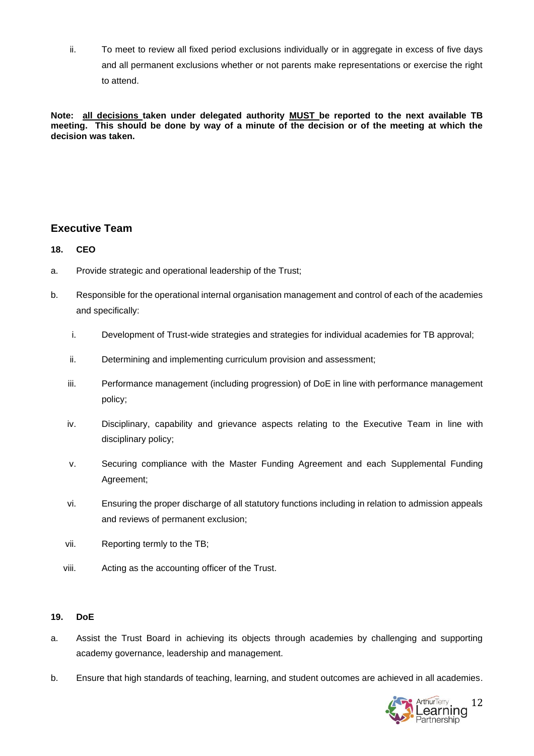ii. To meet to review all fixed period exclusions individually or in aggregate in excess of five days and all permanent exclusions whether or not parents make representations or exercise the right to attend.

**Note: <u>all decisions</u> taken under delegated authority <u>MUST</u> be reported to the next available TB meeting. This should be done by way of a minute of the decision or of the meeting at which the decision was taken.**

## Executive Team

**18. CEO**

a. Provide strategic and operational leadership of the Trust;

b. Responsible for the operational internal organisation management and control of each of the academies and specifically:

  i. Development of Trust-wide strategies and strategies for individual academies for TB approval;

  ii. Determining and implementing curriculum provision and assessment;

  iii. Performance management (including progression) of DoE in line with performance management policy;

  iv. Disciplinary, capability and grievance aspects relating to the Executive Team in line with disciplinary policy;

  v. Securing compliance with the Master Funding Agreement and each Supplemental Funding Agreement;

  vi. Ensuring the proper discharge of all statutory functions including in relation to admission appeals and reviews of permanent exclusion;

  vii. Reporting termly to the TB;

  viii. Acting as the accounting officer of the Trust.

**19. DoE**

a. Assist the Trust Board in achieving its objects through academies by challenging and supporting academy governance, leadership and management.

b. Ensure that high standards of teaching, learning, and student outcomes are achieved in all academies.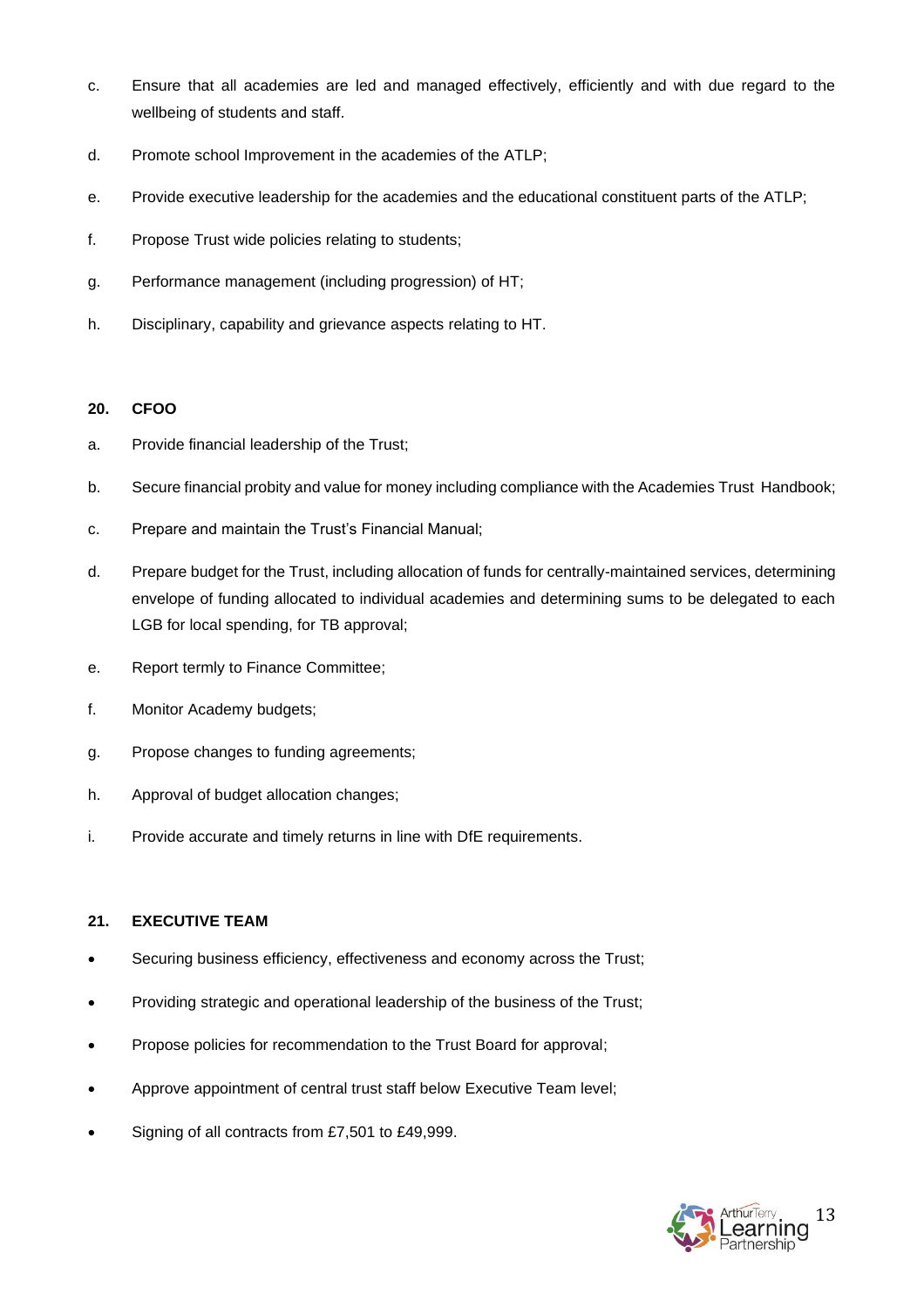c. Ensure that all academies are led and managed effectively, efficiently and with due regard to the wellbeing of students and staff.

d. Promote school Improvement in the academies of the ATLP;

e. Provide executive leadership for the academies and the educational constituent parts of the ATLP;

f. Propose Trust wide policies relating to students;

g. Performance management (including progression) of HT;

h. Disciplinary, capability and grievance aspects relating to HT.

**20. CFOO**

a. Provide financial leadership of the Trust;

b. Secure financial probity and value for money including compliance with the Academies Trust Handbook;

c. Prepare and maintain the Trust's Financial Manual;

d. Prepare budget for the Trust, including allocation of funds for centrally-maintained services, determining envelope of funding allocated to individual academies and determining sums to be delegated to each LGB for local spending, for TB approval;

e. Report termly to Finance Committee;

f. Monitor Academy budgets;

g. Propose changes to funding agreements;

h. Approval of budget allocation changes;

i. Provide accurate and timely returns in line with DfE requirements.

**21. EXECUTIVE TEAM**

- Securing business efficiency, effectiveness and economy across the Trust;
- Providing strategic and operational leadership of the business of the Trust;
- Propose policies for recommendation to the Trust Board for approval;
- Approve appointment of central trust staff below Executive Team level;
- Signing of all contracts from £7,501 to £49,999.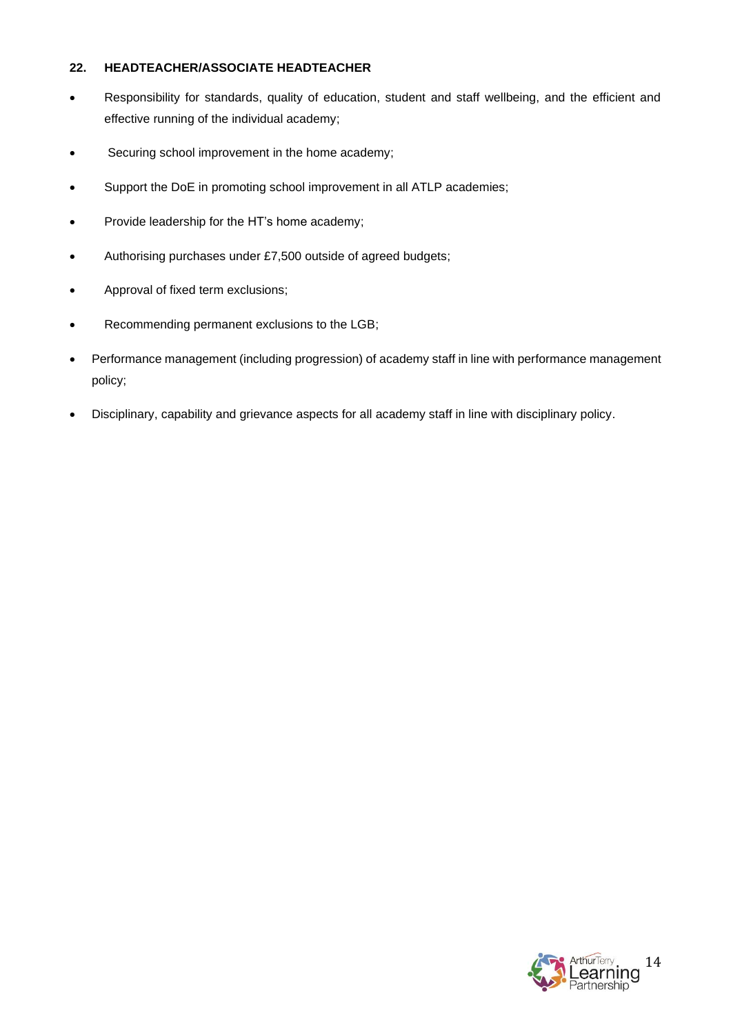### 22. HEADTEACHER/ASSOCIATE HEADTEACHER

- Responsibility for standards, quality of education, student and staff wellbeing, and the efficient and effective running of the individual academy;
- Securing school improvement in the home academy;
- Support the DoE in promoting school improvement in all ATLP academies;
- Provide leadership for the HT's home academy;
- Authorising purchases under £7,500 outside of agreed budgets;
- Approval of fixed term exclusions;
- Recommending permanent exclusions to the LGB;
- Performance management (including progression) of academy staff in line with performance management policy;
- Disciplinary, capability and grievance aspects for all academy staff in line with disciplinary policy.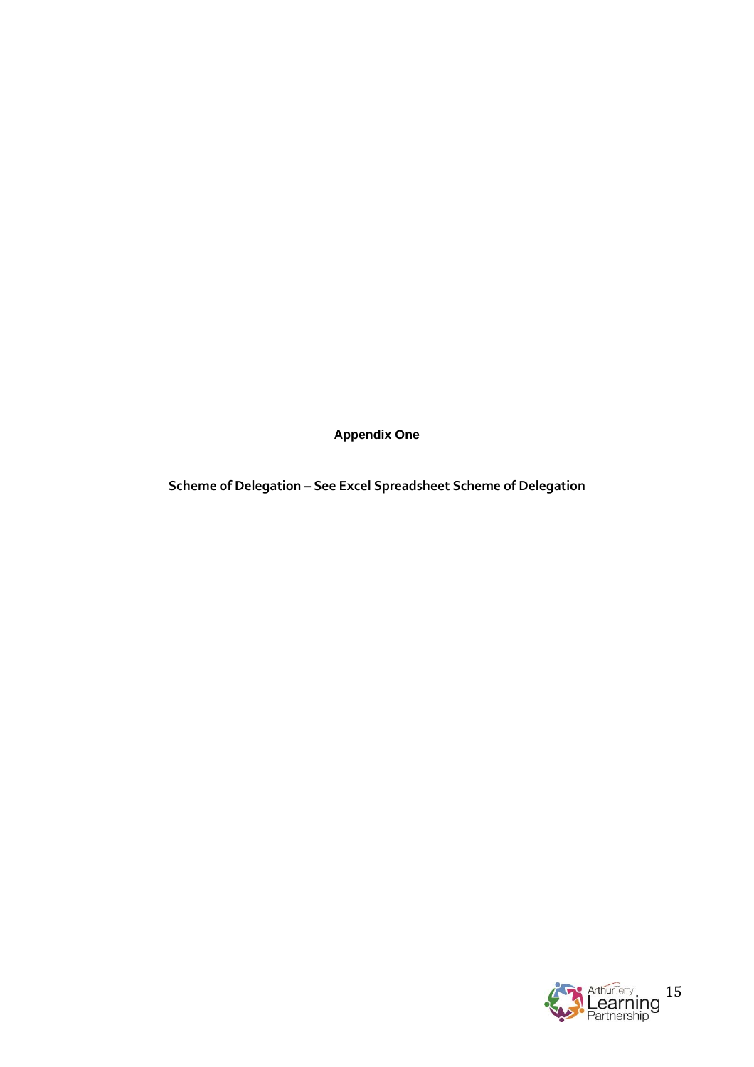**Appendix One**

**Scheme of Delegation – See Excel Spreadsheet Scheme of Delegation**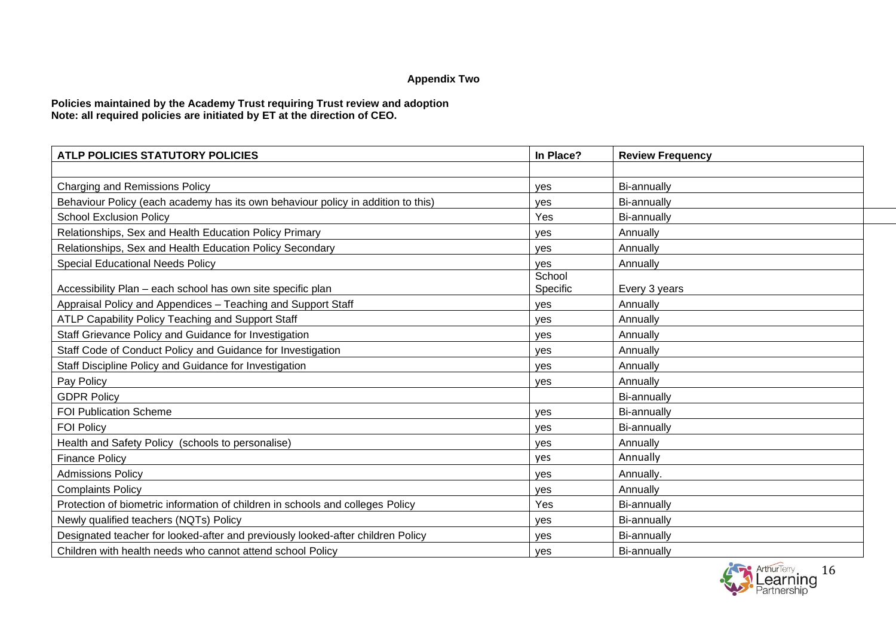**Appendix Two**

**Policies maintained by the Academy Trust requiring Trust review and adoption**
**Note: all required policies are initiated by ET at the direction of CEO.**

| ATLP POLICIES STATUTORY POLICIES | In Place? | Review Frequency |
|---|---|---|
| | | |
| Charging and Remissions Policy | yes | Bi-annually |
| Behaviour Policy (each academy has its own behaviour policy in addition to this) | yes | Bi-annually |
| School Exclusion Policy | Yes | Bi-annually |
| Relationships, Sex and Health Education Policy Primary | yes | Annually |
| Relationships, Sex and Health Education Policy Secondary | yes | Annually |
| Special Educational Needs Policy | yes | Annually |
| Accessibility Plan – each school has own site specific plan | School Specific | Every 3 years |
| Appraisal Policy and Appendices – Teaching and Support Staff | yes | Annually |
| ATLP Capability Policy Teaching and Support Staff | yes | Annually |
| Staff Grievance Policy and Guidance for Investigation | yes | Annually |
| Staff Code of Conduct Policy and Guidance for Investigation | yes | Annually |
| Staff Discipline Policy and Guidance for Investigation | yes | Annually |
| Pay Policy | yes | Annually |
| GDPR Policy | | Bi-annually |
| FOI Publication Scheme | yes | Bi-annually |
| FOI Policy | yes | Bi-annually |
| Health and Safety Policy (schools to personalise) | yes | Annually |
| Finance Policy | yes | Annually |
| Admissions Policy | yes | Annually. |
| Complaints Policy | yes | Annually |
| Protection of biometric information of children in schools and colleges Policy | Yes | Bi-annually |
| Newly qualified teachers (NQTs) Policy | yes | Bi-annually |
| Designated teacher for looked-after and previously looked-after children Policy | yes | Bi-annually |
| Children with health needs who cannot attend school Policy | yes | Bi-annually |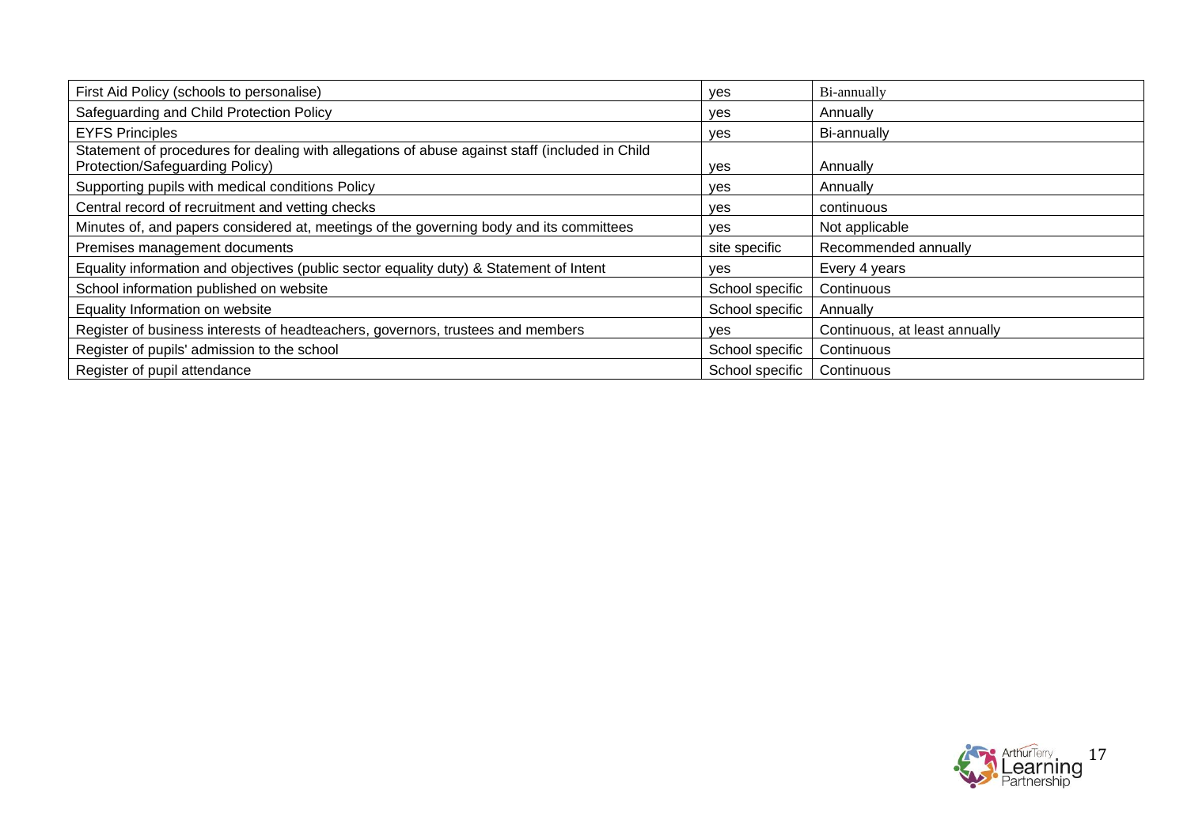| | | |
|---|---|---|
| First Aid Policy (schools to personalise) | yes | Bi-annually |
| Safeguarding and Child Protection Policy | yes | Annually |
| EYFS Principles | yes | Bi-annually |
| Statement of procedures for dealing with allegations of abuse against staff (included in Child Protection/Safeguarding Policy) | yes | Annually |
| Supporting pupils with medical conditions Policy | yes | Annually |
| Central record of recruitment and vetting checks | yes | continuous |
| Minutes of, and papers considered at, meetings of the governing body and its committees | yes | Not applicable |
| Premises management documents | site specific | Recommended annually |
| Equality information and objectives (public sector equality duty) & Statement of Intent | yes | Every 4 years |
| School information published on website | School specific | Continuous |
| Equality Information on website | School specific | Annually |
| Register of business interests of headteachers, governors, trustees and members | yes | Continuous, at least annually |
| Register of pupils' admission to the school | School specific | Continuous |
| Register of pupil attendance | School specific | Continuous |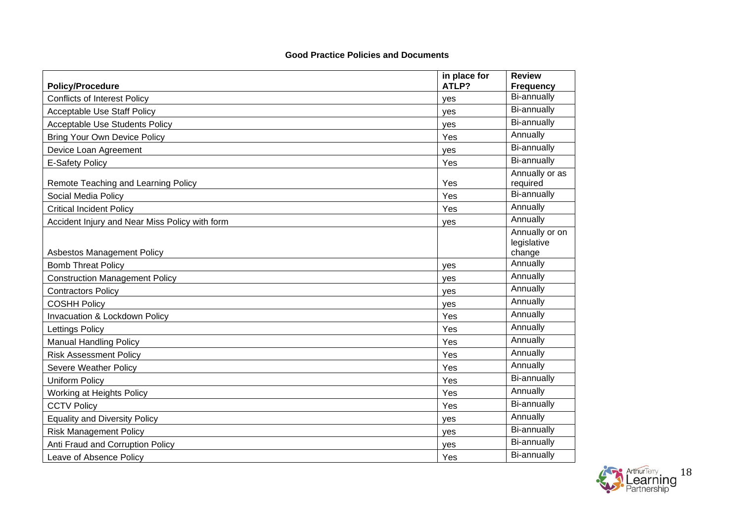**Good Practice Policies and Documents**

| Policy/Procedure | in place for ATLP? | Review Frequency |
|---|---|---|
| Conflicts of Interest Policy | yes | Bi-annually |
| Acceptable Use Staff Policy | yes | Bi-annually |
| Acceptable Use Students Policy | yes | Bi-annually |
| Bring Your Own Device Policy | Yes | Annually |
| Device Loan Agreement | yes | Bi-annually |
| E-Safety Policy | Yes | Bi-annually |
| Remote Teaching and Learning Policy | Yes | Annually or as required |
| Social Media Policy | Yes | Bi-annually |
| Critical Incident Policy | Yes | Annually |
| Accident Injury and Near Miss Policy with form | yes | Annually |
| Asbestos Management Policy | | Annually or on legislative change |
| Bomb Threat Policy | yes | Annually |
| Construction Management Policy | yes | Annually |
| Contractors Policy | yes | Annually |
| COSHH Policy | yes | Annually |
| Invacuation & Lockdown Policy | Yes | Annually |
| Lettings Policy | Yes | Annually |
| Manual Handling Policy | Yes | Annually |
| Risk Assessment Policy | Yes | Annually |
| Severe Weather Policy | Yes | Annually |
| Uniform Policy | Yes | Bi-annually |
| Working at Heights Policy | Yes | Annually |
| CCTV Policy | Yes | Bi-annually |
| Equality and Diversity Policy | yes | Annually |
| Risk Management Policy | yes | Bi-annually |
| Anti Fraud and Corruption Policy | yes | Bi-annually |
| Leave of Absence Policy | Yes | Bi-annually |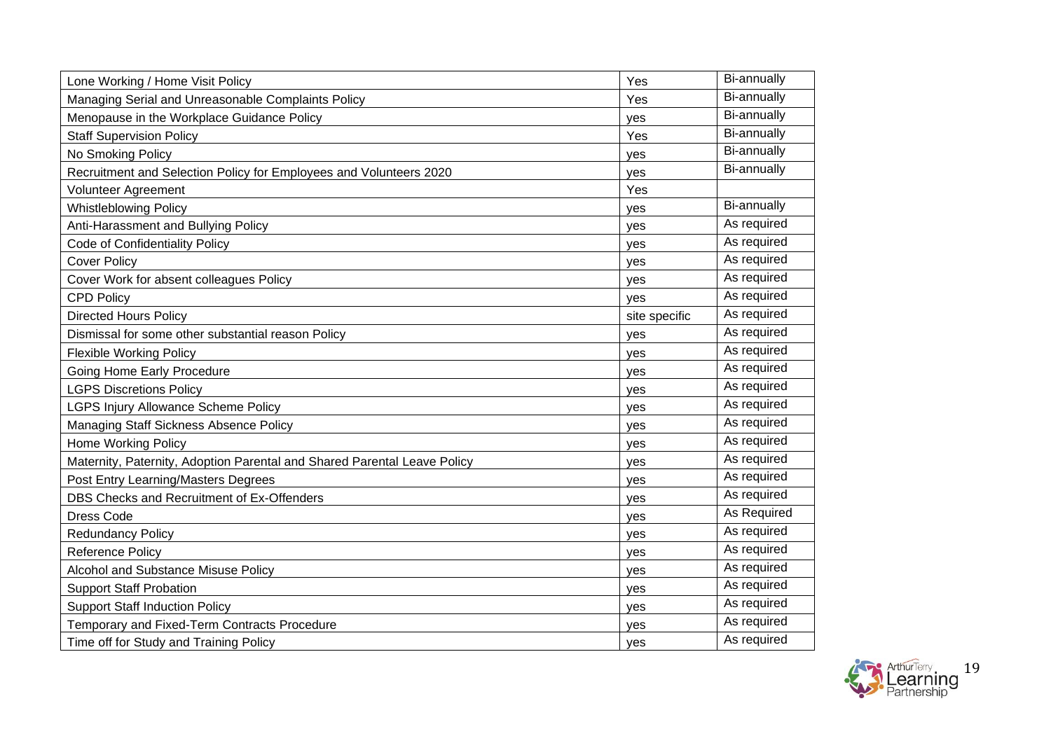| Lone Working / Home Visit Policy | Yes | Bi-annually |
|---|---|---|
| Managing Serial and Unreasonable Complaints Policy | Yes | Bi-annually |
| Menopause in the Workplace Guidance Policy | yes | Bi-annually |
| Staff Supervision Policy | Yes | Bi-annually |
| No Smoking Policy | yes | Bi-annually |
| Recruitment and Selection Policy for Employees and Volunteers 2020 | yes | Bi-annually |
| Volunteer Agreement | Yes | |
| Whistleblowing Policy | yes | Bi-annually |
| Anti-Harassment and Bullying Policy | yes | As required |
| Code of Confidentiality Policy | yes | As required |
| Cover Policy | yes | As required |
| Cover Work for absent colleagues Policy | yes | As required |
| CPD Policy | yes | As required |
| Directed Hours Policy | site specific | As required |
| Dismissal for some other substantial reason Policy | yes | As required |
| Flexible Working Policy | yes | As required |
| Going Home Early Procedure | yes | As required |
| LGPS Discretions Policy | yes | As required |
| LGPS Injury Allowance Scheme Policy | yes | As required |
| Managing Staff Sickness Absence Policy | yes | As required |
| Home Working Policy | yes | As required |
| Maternity, Paternity, Adoption Parental and Shared Parental Leave Policy | yes | As required |
| Post Entry Learning/Masters Degrees | yes | As required |
| DBS Checks and Recruitment of Ex-Offenders | yes | As required |
| Dress Code | yes | As Required |
| Redundancy Policy | yes | As required |
| Reference Policy | yes | As required |
| Alcohol and Substance Misuse Policy | yes | As required |
| Support Staff Probation | yes | As required |
| Support Staff Induction Policy | yes | As required |
| Temporary and Fixed-Term Contracts Procedure | yes | As required |
| Time off for Study and Training Policy | yes | As required |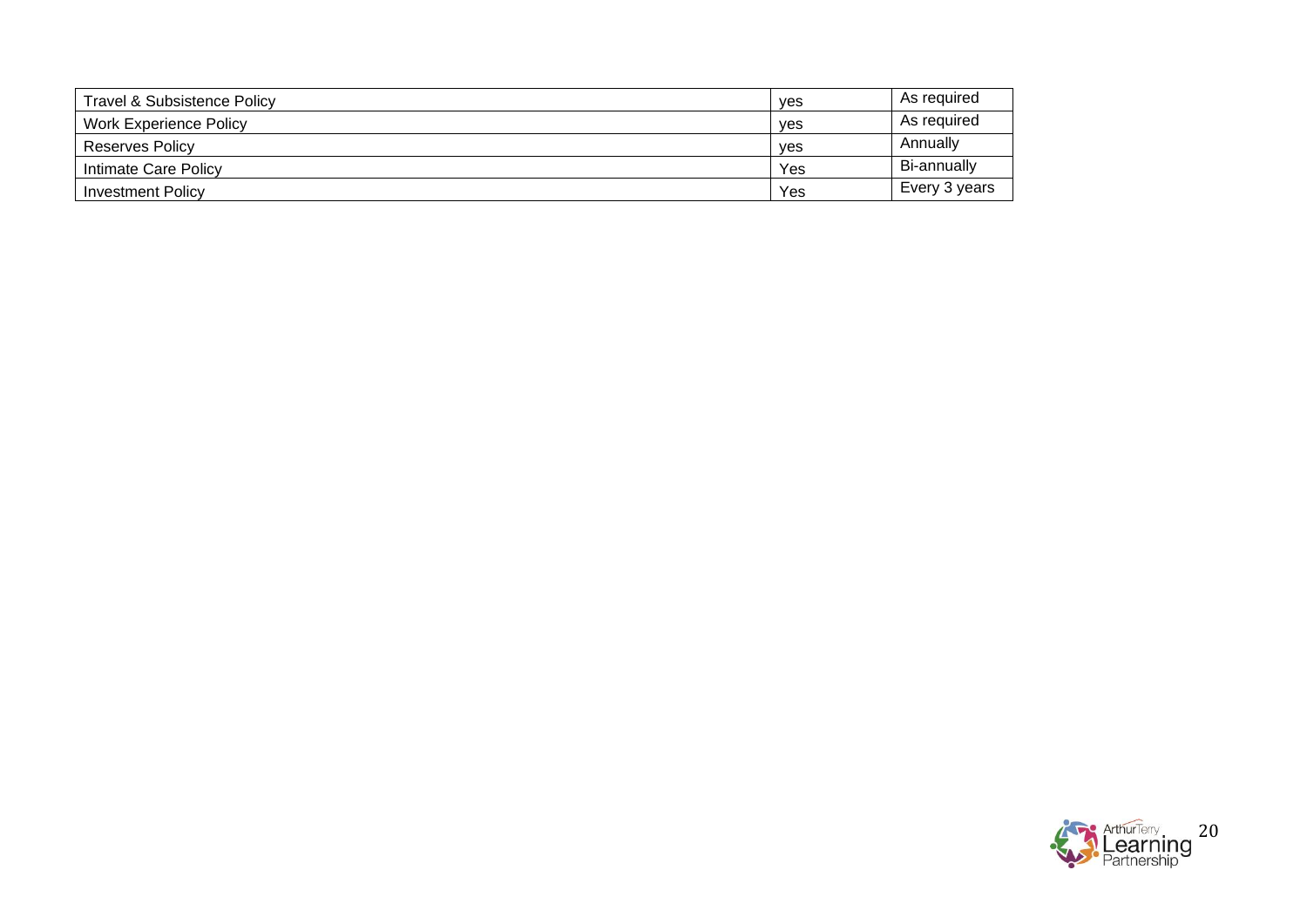| | | |
|---|---|---|
| Travel & Subsistence Policy | yes | As required |
| Work Experience Policy | yes | As required |
| Reserves Policy | yes | Annually |
| Intimate Care Policy | Yes | Bi-annually |
| Investment Policy | Yes | Every 3 years |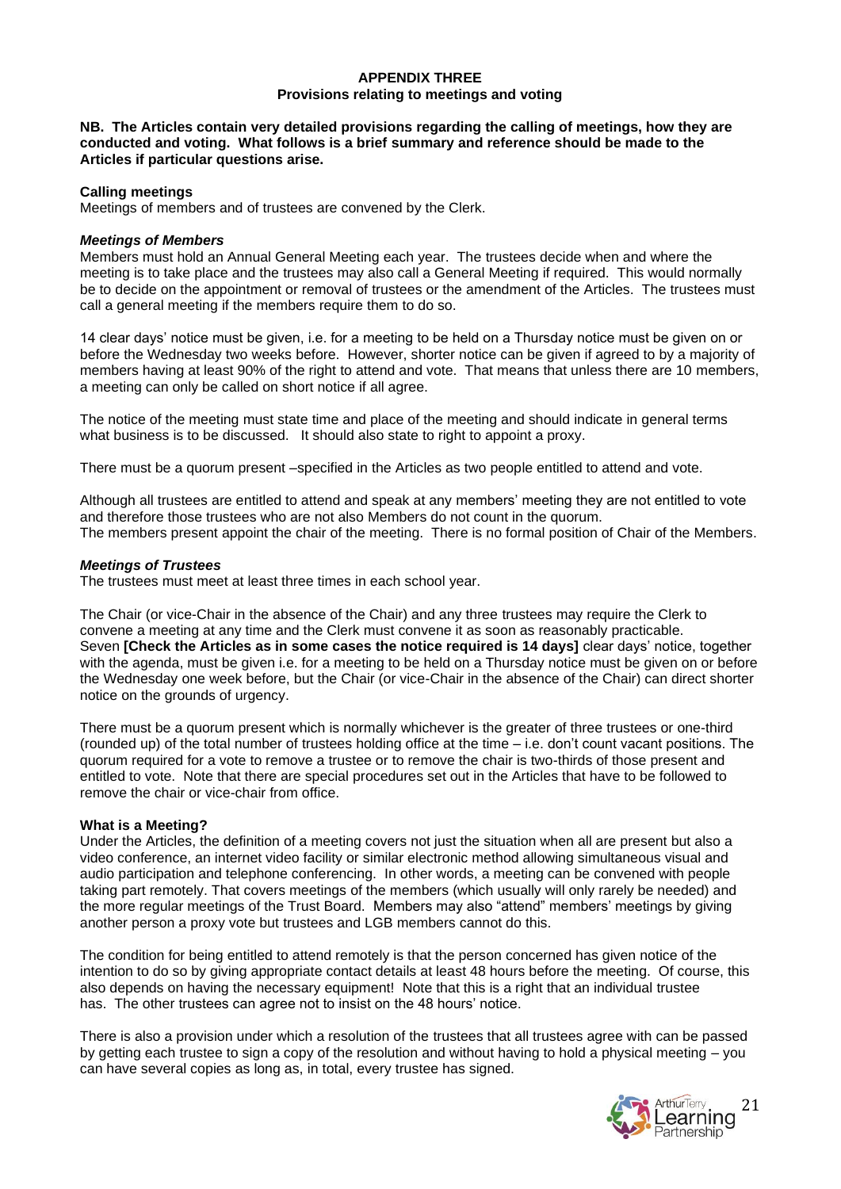## APPENDIX THREE
### Provisions relating to meetings and voting

**NB. The Articles contain very detailed provisions regarding the calling of meetings, how they are conducted and voting. What follows is a brief summary and reference should be made to the Articles if particular questions arise.**

**Calling meetings**

Meetings of members and of trustees are convened by the Clerk.

***Meetings of Members***

Members must hold an Annual General Meeting each year. The trustees decide when and where the meeting is to take place and the trustees may also call a General Meeting if required. This would normally be to decide on the appointment or removal of trustees or the amendment of the Articles. The trustees must call a general meeting if the members require them to do so.

14 clear days' notice must be given, i.e. for a meeting to be held on a Thursday notice must be given on or before the Wednesday two weeks before. However, shorter notice can be given if agreed to by a majority of members having at least 90% of the right to attend and vote. That means that unless there are 10 members, a meeting can only be called on short notice if all agree.

The notice of the meeting must state time and place of the meeting and should indicate in general terms what business is to be discussed. It should also state to right to appoint a proxy.

There must be a quorum present –specified in the Articles as two people entitled to attend and vote.

Although all trustees are entitled to attend and speak at any members' meeting they are not entitled to vote and therefore those trustees who are not also Members do not count in the quorum.
The members present appoint the chair of the meeting. There is no formal position of Chair of the Members.

***Meetings of Trustees***

The trustees must meet at least three times in each school year.

The Chair (or vice-Chair in the absence of the Chair) and any three trustees may require the Clerk to convene a meeting at any time and the Clerk must convene it as soon as reasonably practicable.
Seven **[Check the Articles as in some cases the notice required is 14 days]** clear days' notice, together with the agenda, must be given i.e. for a meeting to be held on a Thursday notice must be given on or before the Wednesday one week before, but the Chair (or vice-Chair in the absence of the Chair) can direct shorter notice on the grounds of urgency.

There must be a quorum present which is normally whichever is the greater of three trustees or one-third (rounded up) of the total number of trustees holding office at the time – i.e. don't count vacant positions. The quorum required for a vote to remove a trustee or to remove the chair is two-thirds of those present and entitled to vote. Note that there are special procedures set out in the Articles that have to be followed to remove the chair or vice-chair from office.

**What is a Meeting?**

Under the Articles, the definition of a meeting covers not just the situation when all are present but also a video conference, an internet video facility or similar electronic method allowing simultaneous visual and audio participation and telephone conferencing. In other words, a meeting can be convened with people taking part remotely. That covers meetings of the members (which usually will only rarely be needed) and the more regular meetings of the Trust Board. Members may also "attend" members' meetings by giving another person a proxy vote but trustees and LGB members cannot do this.

The condition for being entitled to attend remotely is that the person concerned has given notice of the intention to do so by giving appropriate contact details at least 48 hours before the meeting. Of course, this also depends on having the necessary equipment! Note that this is a right that an individual trustee has. The other trustees can agree not to insist on the 48 hours' notice.

There is also a provision under which a resolution of the trustees that all trustees agree with can be passed by getting each trustee to sign a copy of the resolution and without having to hold a physical meeting – you can have several copies as long as, in total, every trustee has signed.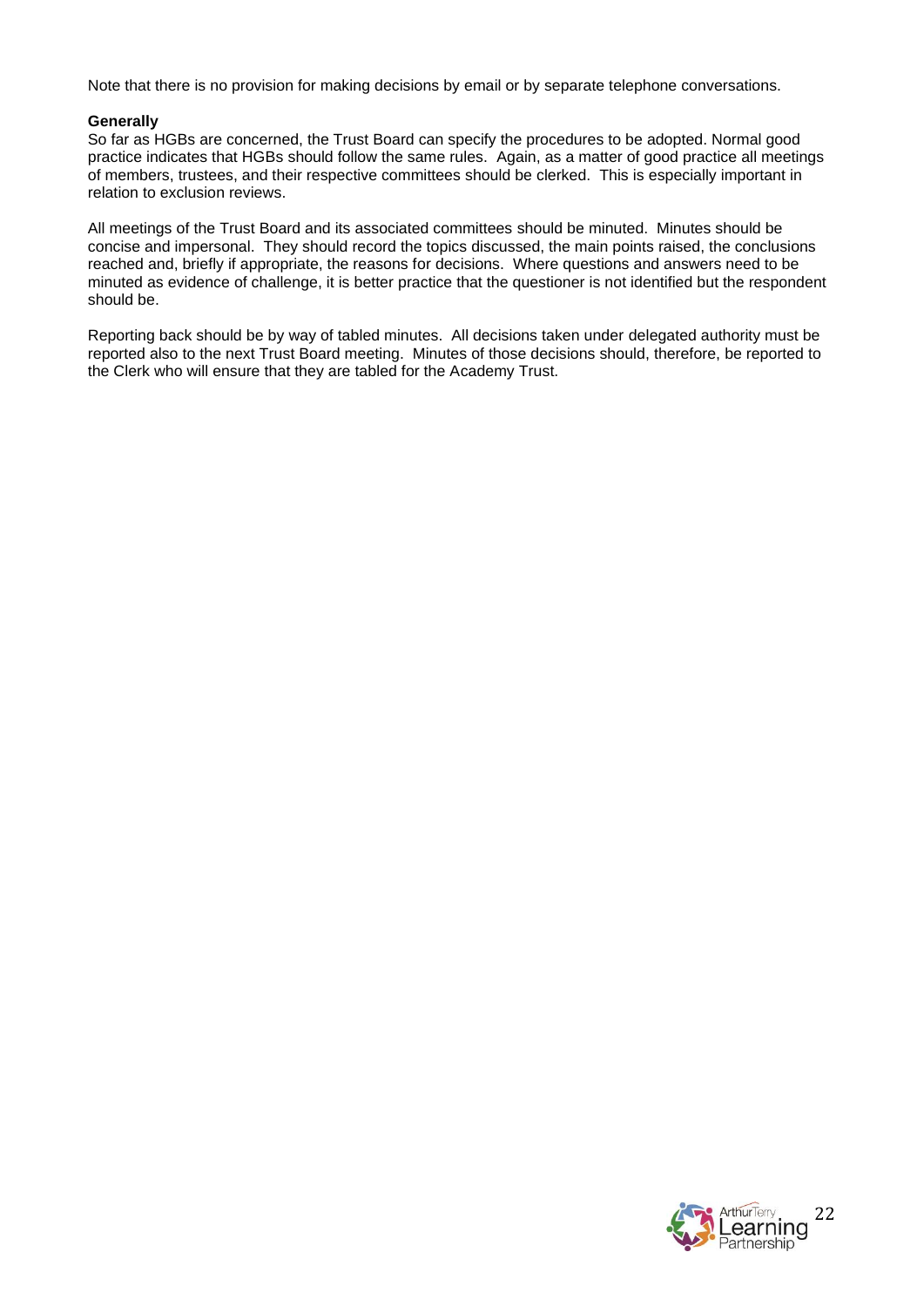Note that there is no provision for making decisions by email or by separate telephone conversations.

**Generally**

So far as HGBs are concerned, the Trust Board can specify the procedures to be adopted. Normal good practice indicates that HGBs should follow the same rules. Again, as a matter of good practice all meetings of members, trustees, and their respective committees should be clerked. This is especially important in relation to exclusion reviews.

All meetings of the Trust Board and its associated committees should be minuted. Minutes should be concise and impersonal. They should record the topics discussed, the main points raised, the conclusions reached and, briefly if appropriate, the reasons for decisions. Where questions and answers need to be minuted as evidence of challenge, it is better practice that the questioner is not identified but the respondent should be.

Reporting back should be by way of tabled minutes. All decisions taken under delegated authority must be reported also to the next Trust Board meeting. Minutes of those decisions should, therefore, be reported to the Clerk who will ensure that they are tabled for the Academy Trust.